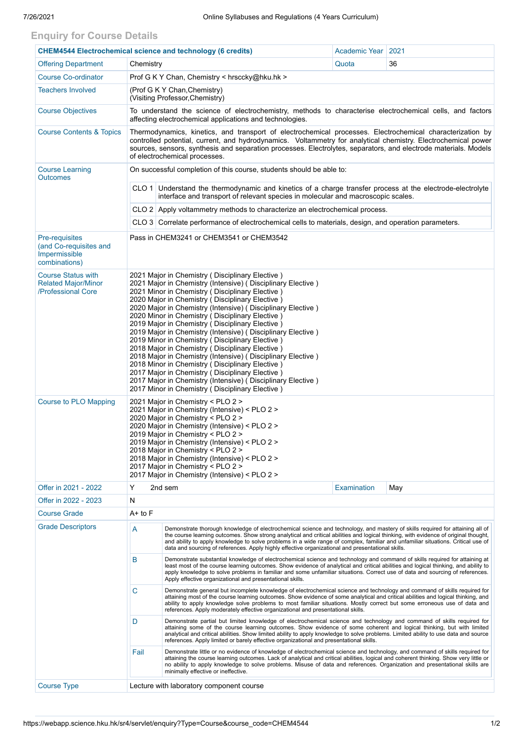## Enquiry for Course Details

| CHEM4544 Electrochemical science and technology (6 credits) | | Academic Year | 2021 |
|---|---|---|---|
| Offering Department | Chemistry | Quota | 36 |
| Course Co-ordinator | Prof G K Y Chan, Chemistry < hrsccky@hku.hk > | | |
| Teachers Involved | (Prof G K Y Chan,Chemistry)<br>(Visiting Professor,Chemistry) | | |
| Course Objectives | To understand the science of electrochemistry, methods to characterise electrochemical cells, and factors affecting electrochemical applications and technologies. | | |
| Course Contents & Topics | Thermodynamics, kinetics, and transport of electrochemical processes. Electrochemical characterization by controlled potential, current, and hydrodynamics. Voltammetry for analytical chemistry. Electrochemical power sources, sensors, synthesis and separation processes. Electrolytes, separators, and electrode materials. Models of electrochemical processes. | | |
| Course Learning Outcomes | On successful completion of this course, students should be able to:<br>CLO 1 Understand the thermodynamic and kinetics of a charge transfer process at the electrode-electrolyte interface and transport of relevant species in molecular and macroscopic scales.<br>CLO 2 Apply voltammetry methods to characterize an electrochemical process.<br>CLO 3 Correlate performance of electrochemical cells to materials, design, and operation parameters. | | |
| Pre-requisites (and Co-requisites and Impermissible combinations) | Pass in CHEM3241 or CHEM3541 or CHEM3542 | | |
| Course Status with Related Major/Minor /Professional Core | 2021 Major in Chemistry ( Disciplinary Elective )<br>2021 Major in Chemistry (Intensive) ( Disciplinary Elective )<br>2021 Minor in Chemistry ( Disciplinary Elective )<br>2020 Major in Chemistry ( Disciplinary Elective )<br>2020 Major in Chemistry (Intensive) ( Disciplinary Elective )<br>2020 Minor in Chemistry ( Disciplinary Elective )<br>2019 Major in Chemistry ( Disciplinary Elective )<br>2019 Major in Chemistry (Intensive) ( Disciplinary Elective )<br>2019 Minor in Chemistry ( Disciplinary Elective )<br>2018 Major in Chemistry ( Disciplinary Elective )<br>2018 Major in Chemistry (Intensive) ( Disciplinary Elective )<br>2018 Minor in Chemistry ( Disciplinary Elective )<br>2017 Major in Chemistry ( Disciplinary Elective )<br>2017 Major in Chemistry (Intensive) ( Disciplinary Elective )<br>2017 Minor in Chemistry ( Disciplinary Elective ) | | |
| Course to PLO Mapping | 2021 Major in Chemistry < PLO 2 ><br>2021 Major in Chemistry (Intensive) < PLO 2 ><br>2020 Major in Chemistry < PLO 2 ><br>2020 Major in Chemistry (Intensive) < PLO 2 ><br>2019 Major in Chemistry < PLO 2 ><br>2019 Major in Chemistry (Intensive) < PLO 2 ><br>2018 Major in Chemistry < PLO 2 ><br>2018 Major in Chemistry (Intensive) < PLO 2 ><br>2017 Major in Chemistry < PLO 2 ><br>2017 Major in Chemistry (Intensive) < PLO 2 > | | |
| Offer in 2021 - 2022 | Y 2nd sem | Examination | May |
| Offer in 2022 - 2023 | N | | |
| Course Grade | A+ to F | | |
| Grade Descriptors | **A** Demonstrate thorough knowledge of electrochemical science and technology, and mastery of skills required for attaining all of the course learning outcomes. Show strong analytical and critical abilities and logical thinking, with evidence of original thought, and ability to apply knowledge to solve problems in a wide range of complex, familiar and unfamiliar situations. Critical use of data and sourcing of references. Apply highly effective organizational and presentational skills.<br>**B** Demonstrate substantial knowledge of electrochemical science and technology and command of skills required for attaining at least most of the course learning outcomes. Show evidence of analytical and critical abilities and logical thinking, and ability to apply knowledge to solve problems in familiar and some unfamiliar situations. Correct use of data and sourcing of references. Apply effective organizational and presentational skills.<br>**C** Demonstrate general but incomplete knowledge of electrochemical science and technology and command of skills required for attaining most of the course learning outcomes. Show evidence of some analytical and critical abilities and logical thinking, and ability to apply knowledge solve problems to most familiar situations. Mostly correct but some erroneous use of data and references. Apply moderately effective organizational and presentational skills.<br>**D** Demonstrate partial but limited knowledge of electrochemical science and technology and command of skills required for attaining some of the course learning outcomes. Show evidence of some coherent and logical thinking, but with limited analytical and critical abilities. Show limited ability to apply knowledge to solve problems. Limited ability to use data and source references. Apply limited or barely effective organizational and presentational skills.<br>**Fail** Demonstrate little or no evidence of knowledge of electrochemical science and technology, and command of skills required for attaining the course learning outcomes. Lack of analytical and critical abilities, logical and coherent thinking. Show very little or no ability to apply knowledge to solve problems. Misuse of data and references. Organization and presentational skills are minimally effective or ineffective. | | |
| Course Type | Lecture with laboratory component course | | |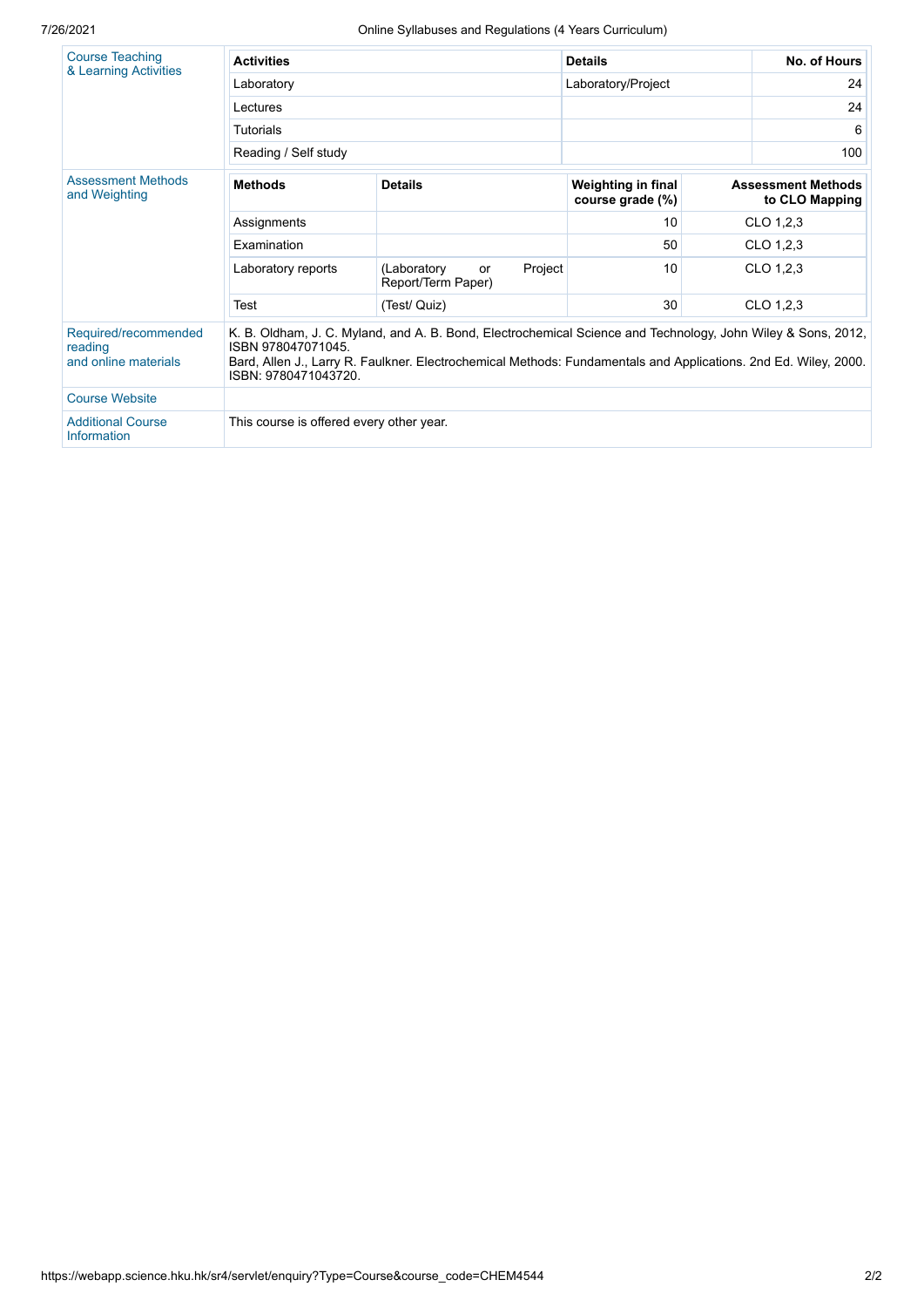| | | | | |
|---|---|---|---|---|
| **Course Teaching & Learning Activities** | **Activities** | **Details** | **No. of Hours** | |
| | Laboratory | Laboratory/Project | 24 | |
| | Lectures | | 24 | |
| | Tutorials | | 6 | |
| | Reading / Self study | | 100 | |
| **Assessment Methods and Weighting** | **Methods** | **Details** | **Weighting in final course grade (%)** | **Assessment Methods to CLO Mapping** |
| | Assignments | | 10 | CLO 1,2,3 |
| | Examination | | 50 | CLO 1,2,3 |
| | Laboratory reports | (Laboratory or Project Report/Term Paper) | 10 | CLO 1,2,3 |
| | Test | (Test/ Quiz) | 30 | CLO 1,2,3 |
| **Required/recommended reading and online materials** | K. B. Oldham, J. C. Myland, and A. B. Bond, Electrochemical Science and Technology, John Wiley & Sons, 2012, ISBN 978047071045. Bard, Allen J., Larry R. Faulkner. Electrochemical Methods: Fundamentals and Applications. 2nd Ed. Wiley, 2000. ISBN: 9780471043720. | | | |
| **Course Website** | | | | |
| **Additional Course Information** | This course is offered every other year. | | | |